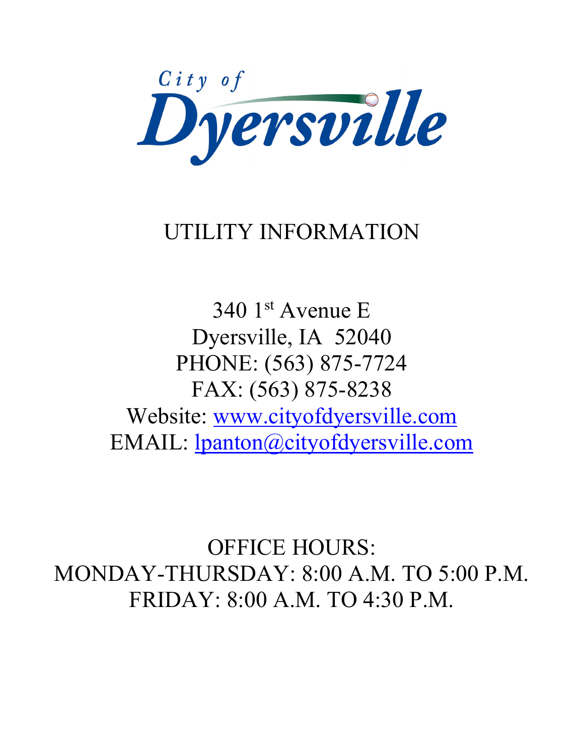City of Dyersville

# UTILITY INFORMATION

340 1st Avenue E
Dyersville, IA 52040
PHONE: (563) 875-7724
FAX: (563) 875-8238
Website: [www.cityofdyersville.com](http://www.cityofdyersville.com)
EMAIL: [lpanton@cityofdyersville.com](mailto:lpanton@cityofdyersville.com)

OFFICE HOURS:
MONDAY-THURSDAY: 8:00 A.M. TO 5:00 P.M.
FRIDAY: 8:00 A.M. TO 4:30 P.M.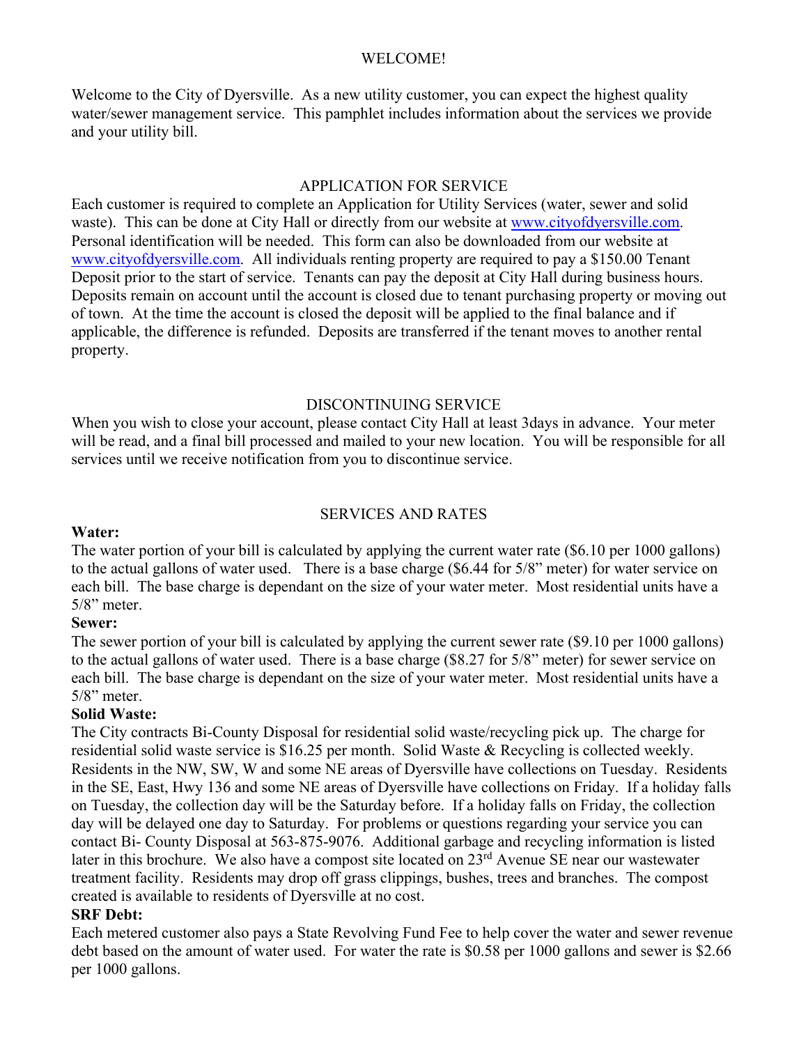## WELCOME!

Welcome to the City of Dyersville. As a new utility customer, you can expect the highest quality water/sewer management service. This pamphlet includes information about the services we provide and your utility bill.

## APPLICATION FOR SERVICE

Each customer is required to complete an Application for Utility Services (water, sewer and solid waste). This can be done at City Hall or directly from our website at www.cityofdyersville.com. Personal identification will be needed. This form can also be downloaded from our website at www.cityofdyersville.com. All individuals renting property are required to pay a $150.00 Tenant Deposit prior to the start of service. Tenants can pay the deposit at City Hall during business hours. Deposits remain on account until the account is closed due to tenant purchasing property or moving out of town. At the time the account is closed the deposit will be applied to the final balance and if applicable, the difference is refunded. Deposits are transferred if the tenant moves to another rental property.

## DISCONTINUING SERVICE

When you wish to close your account, please contact City Hall at least 3days in advance. Your meter will be read, and a final bill processed and mailed to your new location. You will be responsible for all services until we receive notification from you to discontinue service.

## SERVICES AND RATES

**Water:**
The water portion of your bill is calculated by applying the current water rate ($6.10 per 1000 gallons) to the actual gallons of water used. There is a base charge ($6.44 for 5/8" meter) for water service on each bill. The base charge is dependant on the size of your water meter. Most residential units have a 5/8" meter.

**Sewer:**
The sewer portion of your bill is calculated by applying the current sewer rate ($9.10 per 1000 gallons) to the actual gallons of water used. There is a base charge ($8.27 for 5/8" meter) for sewer service on each bill. The base charge is dependant on the size of your water meter. Most residential units have a 5/8" meter.

**Solid Waste:**
The City contracts Bi-County Disposal for residential solid waste/recycling pick up. The charge for residential solid waste service is $16.25 per month. Solid Waste & Recycling is collected weekly. Residents in the NW, SW, W and some NE areas of Dyersville have collections on Tuesday. Residents in the SE, East, Hwy 136 and some NE areas of Dyersville have collections on Friday. If a holiday falls on Tuesday, the collection day will be the Saturday before. If a holiday falls on Friday, the collection day will be delayed one day to Saturday. For problems or questions regarding your service you can contact Bi- County Disposal at 563-875-9076. Additional garbage and recycling information is listed later in this brochure. We also have a compost site located on 23rd Avenue SE near our wastewater treatment facility. Residents may drop off grass clippings, bushes, trees and branches. The compost created is available to residents of Dyersville at no cost.

**SRF Debt:**
Each metered customer also pays a State Revolving Fund Fee to help cover the water and sewer revenue debt based on the amount of water used. For water the rate is $0.58 per 1000 gallons and sewer is $2.66 per 1000 gallons.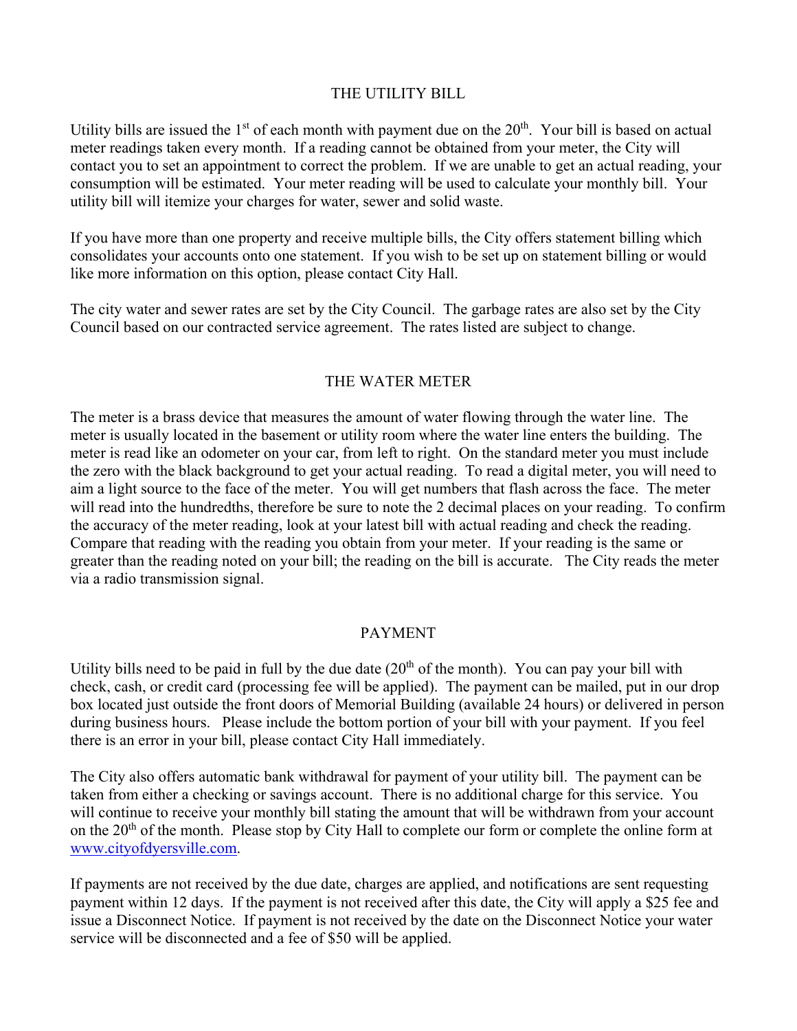## THE UTILITY BILL

Utility bills are issued the 1st of each month with payment due on the 20th. Your bill is based on actual meter readings taken every month. If a reading cannot be obtained from your meter, the City will contact you to set an appointment to correct the problem. If we are unable to get an actual reading, your consumption will be estimated. Your meter reading will be used to calculate your monthly bill. Your utility bill will itemize your charges for water, sewer and solid waste.

If you have more than one property and receive multiple bills, the City offers statement billing which consolidates your accounts onto one statement. If you wish to be set up on statement billing or would like more information on this option, please contact City Hall.

The city water and sewer rates are set by the City Council. The garbage rates are also set by the City Council based on our contracted service agreement. The rates listed are subject to change.

## THE WATER METER

The meter is a brass device that measures the amount of water flowing through the water line. The meter is usually located in the basement or utility room where the water line enters the building. The meter is read like an odometer on your car, from left to right. On the standard meter you must include the zero with the black background to get your actual reading. To read a digital meter, you will need to aim a light source to the face of the meter. You will get numbers that flash across the face. The meter will read into the hundredths, therefore be sure to note the 2 decimal places on your reading. To confirm the accuracy of the meter reading, look at your latest bill with actual reading and check the reading. Compare that reading with the reading you obtain from your meter. If your reading is the same or greater than the reading noted on your bill; the reading on the bill is accurate. The City reads the meter via a radio transmission signal.

## PAYMENT

Utility bills need to be paid in full by the due date (20th of the month). You can pay your bill with check, cash, or credit card (processing fee will be applied). The payment can be mailed, put in our drop box located just outside the front doors of Memorial Building (available 24 hours) or delivered in person during business hours. Please include the bottom portion of your bill with your payment. If you feel there is an error in your bill, please contact City Hall immediately.

The City also offers automatic bank withdrawal for payment of your utility bill. The payment can be taken from either a checking or savings account. There is no additional charge for this service. You will continue to receive your monthly bill stating the amount that will be withdrawn from your account on the 20th of the month. Please stop by City Hall to complete our form or complete the online form at [www.cityofdyersville.com](http://www.cityofdyersville.com).

If payments are not received by the due date, charges are applied, and notifications are sent requesting payment within 12 days. If the payment is not received after this date, the City will apply a $25 fee and issue a Disconnect Notice. If payment is not received by the date on the Disconnect Notice your water service will be disconnected and a fee of $50 will be applied.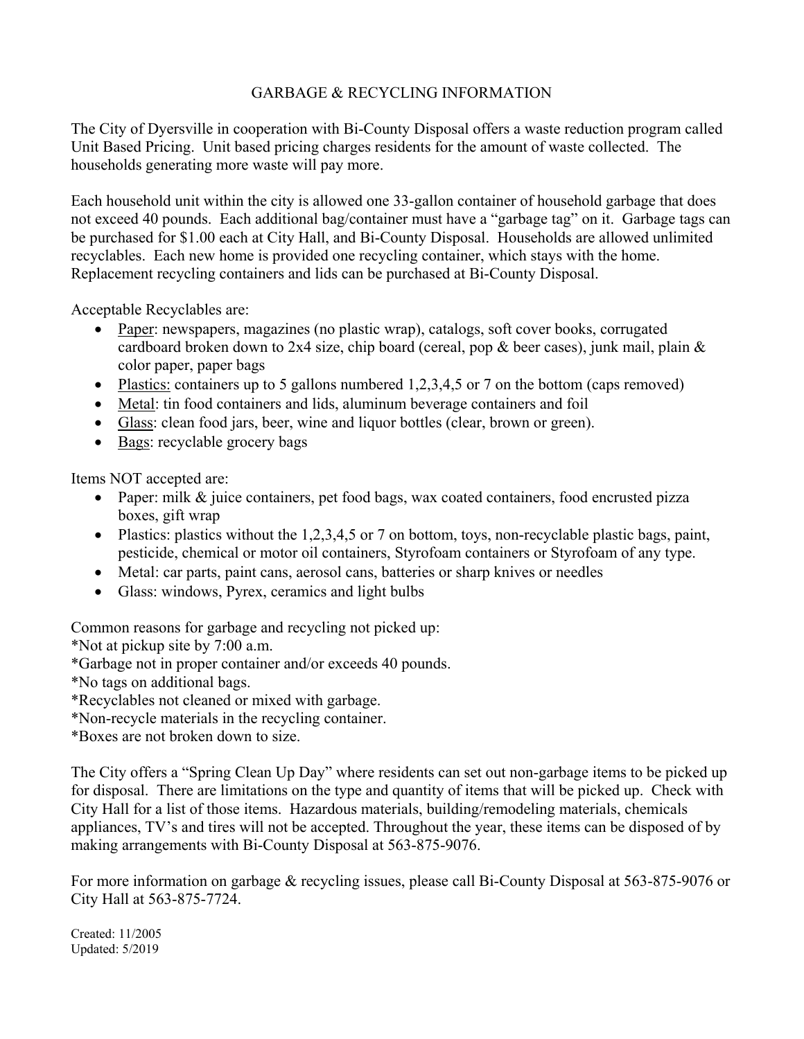# GARBAGE & RECYCLING INFORMATION

The City of Dyersville in cooperation with Bi-County Disposal offers a waste reduction program called Unit Based Pricing. Unit based pricing charges residents for the amount of waste collected. The households generating more waste will pay more.

Each household unit within the city is allowed one 33-gallon container of household garbage that does not exceed 40 pounds. Each additional bag/container must have a "garbage tag" on it. Garbage tags can be purchased for $1.00 each at City Hall, and Bi-County Disposal. Households are allowed unlimited recyclables. Each new home is provided one recycling container, which stays with the home. Replacement recycling containers and lids can be purchased at Bi-County Disposal.

Acceptable Recyclables are:

- Paper: newspapers, magazines (no plastic wrap), catalogs, soft cover books, corrugated cardboard broken down to 2x4 size, chip board (cereal, pop & beer cases), junk mail, plain & color paper, paper bags
- Plastics: containers up to 5 gallons numbered 1,2,3,4,5 or 7 on the bottom (caps removed)
- Metal: tin food containers and lids, aluminum beverage containers and foil
- Glass: clean food jars, beer, wine and liquor bottles (clear, brown or green).
- Bags: recyclable grocery bags

Items NOT accepted are:

- Paper: milk & juice containers, pet food bags, wax coated containers, food encrusted pizza boxes, gift wrap
- Plastics: plastics without the 1,2,3,4,5 or 7 on bottom, toys, non-recyclable plastic bags, paint, pesticide, chemical or motor oil containers, Styrofoam containers or Styrofoam of any type.
- Metal: car parts, paint cans, aerosol cans, batteries or sharp knives or needles
- Glass: windows, Pyrex, ceramics and light bulbs

Common reasons for garbage and recycling not picked up:
*Not at pickup site by 7:00 a.m.
*Garbage not in proper container and/or exceeds 40 pounds.
*No tags on additional bags.
*Recyclables not cleaned or mixed with garbage.
*Non-recycle materials in the recycling container.
*Boxes are not broken down to size.

The City offers a "Spring Clean Up Day" where residents can set out non-garbage items to be picked up for disposal. There are limitations on the type and quantity of items that will be picked up. Check with City Hall for a list of those items. Hazardous materials, building/remodeling materials, chemicals appliances, TV's and tires will not be accepted. Throughout the year, these items can be disposed of by making arrangements with Bi-County Disposal at 563-875-9076.

For more information on garbage & recycling issues, please call Bi-County Disposal at 563-875-9076 or City Hall at 563-875-7724.

Created: 11/2005
Updated: 5/2019